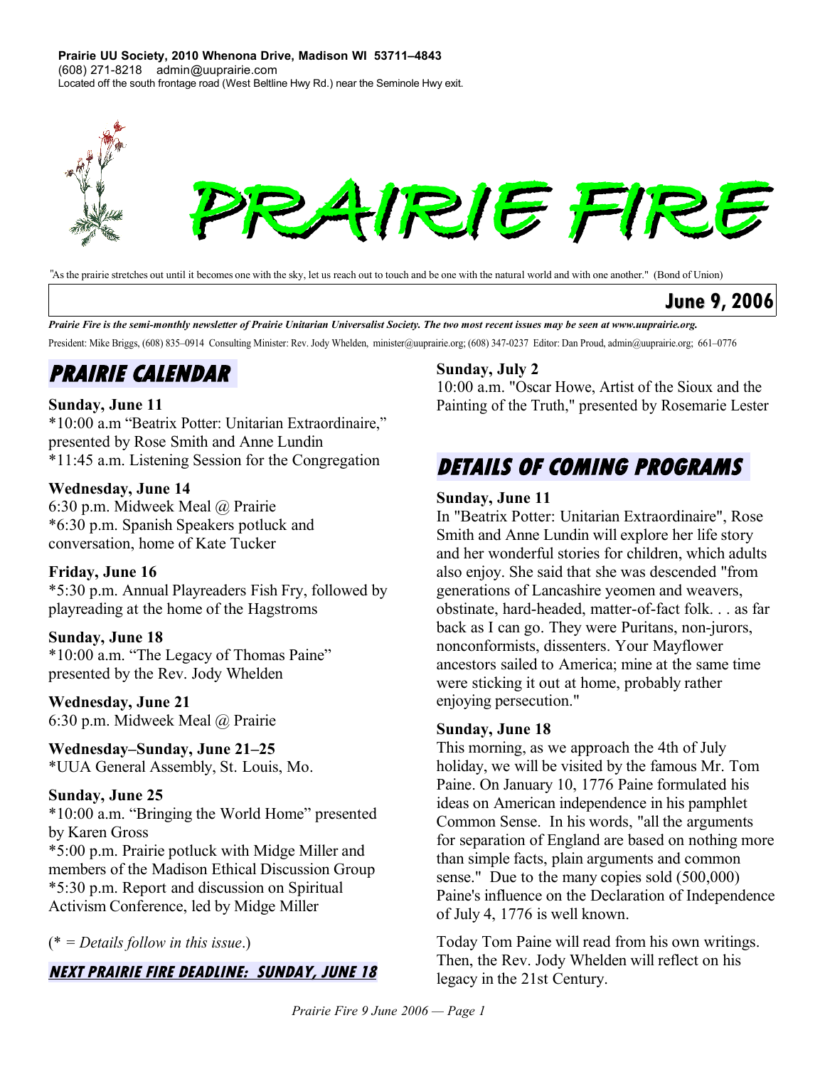**Prairie UU Society, 2010 Whenona Drive, Madison WI 53711–4843**
(608) 271-8218 admin@uuprairie.com
Located off the south frontage road (West Beltline Hwy Rd.) near the Seminole Hwy exit.

# PRAIRIE FIRE

"As the prairie stretches out until it becomes one with the sky, let us reach out to touch and be one with the natural world and with one another." (Bond of Union)

**June 9, 2006**

***Prairie Fire is the semi-monthly newsletter of Prairie Unitarian Universalist Society. The two most recent issues may be seen at www.uuprairie.org.***

President: Mike Briggs, (608) 835–0914 Consulting Minister: Rev. Jody Whelden, minister@uuprairie.org; (608) 347-0237 Editor: Dan Proud, admin@uuprairie.org; 661–0776

## PRAIRIE CALENDAR

**Sunday, June 11**
*10:00 a.m "Beatrix Potter: Unitarian Extraordinaire," presented by Rose Smith and Anne Lundin
*11:45 a.m. Listening Session for the Congregation

**Wednesday, June 14**
6:30 p.m. Midweek Meal @ Prairie
*6:30 p.m. Spanish Speakers potluck and conversation, home of Kate Tucker

**Friday, June 16**
*5:30 p.m. Annual Playreaders Fish Fry, followed by playreading at the home of the Hagstroms

**Sunday, June 18**
*10:00 a.m. "The Legacy of Thomas Paine" presented by the Rev. Jody Whelden

**Wednesday, June 21**
6:30 p.m. Midweek Meal @ Prairie

**Wednesday–Sunday, June 21–25**
*UUA General Assembly, St. Louis, Mo.

**Sunday, June 25**
*10:00 a.m. "Bringing the World Home" presented by Karen Gross
*5:00 p.m. Prairie potluck with Midge Miller and members of the Madison Ethical Discussion Group
*5:30 p.m. Report and discussion on Spiritual Activism Conference, led by Midge Miller

(* = *Details follow in this issue*.)

***NEXT PRAIRIE FIRE DEADLINE: SUNDAY, JUNE 18***

**Sunday, July 2**
10:00 a.m. "Oscar Howe, Artist of the Sioux and the Painting of the Truth," presented by Rosemarie Lester

## DETAILS OF COMING PROGRAMS

**Sunday, June 11**
In "Beatrix Potter: Unitarian Extraordinaire", Rose Smith and Anne Lundin will explore her life story and her wonderful stories for children, which adults also enjoy. She said that she was descended "from generations of Lancashire yeomen and weavers, obstinate, hard-headed, matter-of-fact folk. . . as far back as I can go. They were Puritans, non-jurors, nonconformists, dissenters. Your Mayflower ancestors sailed to America; mine at the same time were sticking it out at home, probably rather enjoying persecution."

**Sunday, June 18**
This morning, as we approach the 4th of July holiday, we will be visited by the famous Mr. Tom Paine. On January 10, 1776 Paine formulated his ideas on American independence in his pamphlet Common Sense. In his words, "all the arguments for separation of England are based on nothing more than simple facts, plain arguments and common sense." Due to the many copies sold (500,000) Paine's influence on the Declaration of Independence of July 4, 1776 is well known.

Today Tom Paine will read from his own writings. Then, the Rev. Jody Whelden will reflect on his legacy in the 21st Century.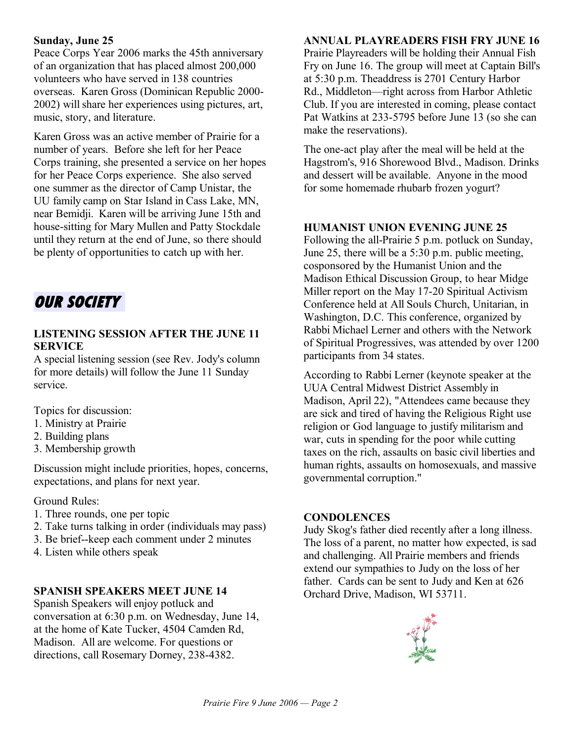**Sunday, June 25**

Peace Corps Year 2006 marks the 45th anniversary of an organization that has placed almost 200,000 volunteers who have served in 138 countries overseas. Karen Gross (Dominican Republic 2000-2002) will share her experiences using pictures, art, music, story, and literature.

Karen Gross was an active member of Prairie for a number of years. Before she left for her Peace Corps training, she presented a service on her hopes for her Peace Corps experience. She also served one summer as the director of Camp Unistar, the UU family camp on Star Island in Cass Lake, MN, near Bemidji. Karen will be arriving June 15th and house-sitting for Mary Mullen and Patty Stockdale until they return at the end of June, so there should be plenty of opportunities to catch up with her.

## OUR SOCIETY

### LISTENING SESSION AFTER THE JUNE 11 SERVICE

A special listening session (see Rev. Jody's column for more details) will follow the June 11 Sunday service.

Topics for discussion:
1. Ministry at Prairie
2. Building plans
3. Membership growth

Discussion might include priorities, hopes, concerns, expectations, and plans for next year.

Ground Rules:
1. Three rounds, one per topic
2. Take turns talking in order (individuals may pass)
3. Be brief--keep each comment under 2 minutes
4. Listen while others speak

### SPANISH SPEAKERS MEET JUNE 14

Spanish Speakers will enjoy potluck and conversation at 6:30 p.m. on Wednesday, June 14, at the home of Kate Tucker, 4504 Camden Rd, Madison. All are welcome. For questions or directions, call Rosemary Dorney, 238-4382.

### ANNUAL PLAYREADERS FISH FRY JUNE 16

Prairie Playreaders will be holding their Annual Fish Fry on June 16. The group will meet at Captain Bill's at 5:30 p.m. Theaddress is 2701 Century Harbor Rd., Middleton—right across from Harbor Athletic Club. If you are interested in coming, please contact Pat Watkins at 233-5795 before June 13 (so she can make the reservations).

The one-act play after the meal will be held at the Hagstrom's, 916 Shorewood Blvd., Madison. Drinks and dessert will be available. Anyone in the mood for some homemade rhubarb frozen yogurt?

### HUMANIST UNION EVENING JUNE 25

Following the all-Prairie 5 p.m. potluck on Sunday, June 25, there will be a 5:30 p.m. public meeting, cosponsored by the Humanist Union and the Madison Ethical Discussion Group, to hear Midge Miller report on the May 17-20 Spiritual Activism Conference held at All Souls Church, Unitarian, in Washington, D.C. This conference, organized by Rabbi Michael Lerner and others with the Network of Spiritual Progressives, was attended by over 1200 participants from 34 states.

According to Rabbi Lerner (keynote speaker at the UUA Central Midwest District Assembly in Madison, April 22), "Attendees came because they are sick and tired of having the Religious Right use religion or God language to justify militarism and war, cuts in spending for the poor while cutting taxes on the rich, assaults on basic civil liberties and human rights, assaults on homosexuals, and massive governmental corruption."

### CONDOLENCES

Judy Skog's father died recently after a long illness. The loss of a parent, no matter how expected, is sad and challenging. All Prairie members and friends extend our sympathies to Judy on the loss of her father. Cards can be sent to Judy and Ken at 626 Orchard Drive, Madison, WI 53711.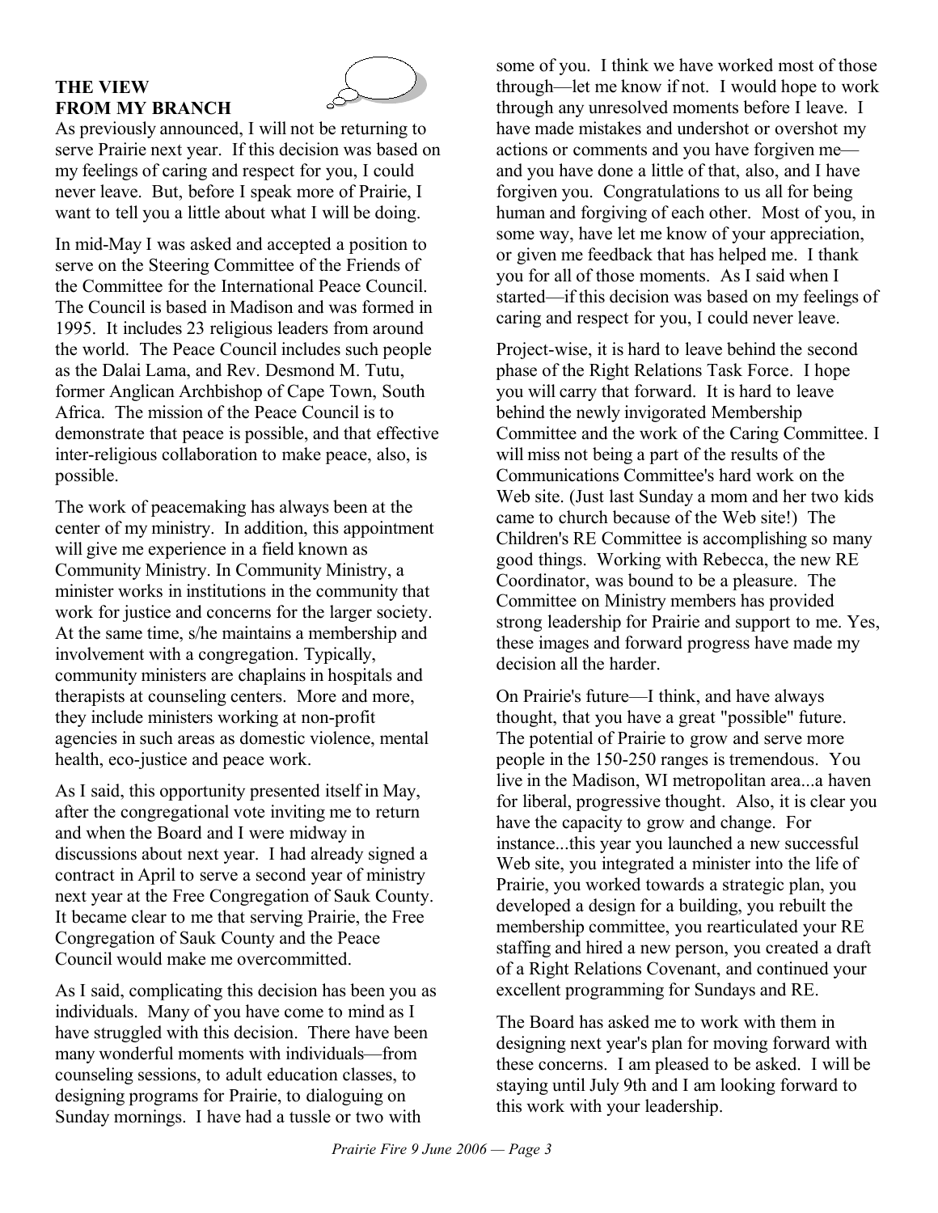## THE VIEW FROM MY BRANCH

As previously announced, I will not be returning to serve Prairie next year. If this decision was based on my feelings of caring and respect for you, I could never leave. But, before I speak more of Prairie, I want to tell you a little about what I will be doing.

In mid-May I was asked and accepted a position to serve on the Steering Committee of the Friends of the Committee for the International Peace Council. The Council is based in Madison and was formed in 1995. It includes 23 religious leaders from around the world. The Peace Council includes such people as the Dalai Lama, and Rev. Desmond M. Tutu, former Anglican Archbishop of Cape Town, South Africa. The mission of the Peace Council is to demonstrate that peace is possible, and that effective inter-religious collaboration to make peace, also, is possible.

The work of peacemaking has always been at the center of my ministry. In addition, this appointment will give me experience in a field known as Community Ministry. In Community Ministry, a minister works in institutions in the community that work for justice and concerns for the larger society. At the same time, s/he maintains a membership and involvement with a congregation. Typically, community ministers are chaplains in hospitals and therapists at counseling centers. More and more, they include ministers working at non-profit agencies in such areas as domestic violence, mental health, eco-justice and peace work.

As I said, this opportunity presented itself in May, after the congregational vote inviting me to return and when the Board and I were midway in discussions about next year. I had already signed a contract in April to serve a second year of ministry next year at the Free Congregation of Sauk County. It became clear to me that serving Prairie, the Free Congregation of Sauk County and the Peace Council would make me overcommitted.

As I said, complicating this decision has been you as individuals. Many of you have come to mind as I have struggled with this decision. There have been many wonderful moments with individuals—from counseling sessions, to adult education classes, to designing programs for Prairie, to dialoguing on Sunday mornings. I have had a tussle or two with some of you. I think we have worked most of those through—let me know if not. I would hope to work through any unresolved moments before I leave. I have made mistakes and undershot or overshot my actions or comments and you have forgiven me—and you have done a little of that, also, and I have forgiven you. Congratulations to us all for being human and forgiving of each other. Most of you, in some way, have let me know of your appreciation, or given me feedback that has helped me. I thank you for all of those moments. As I said when I started—if this decision was based on my feelings of caring and respect for you, I could never leave.

Project-wise, it is hard to leave behind the second phase of the Right Relations Task Force. I hope you will carry that forward. It is hard to leave behind the newly invigorated Membership Committee and the work of the Caring Committee. I will miss not being a part of the results of the Communications Committee's hard work on the Web site. (Just last Sunday a mom and her two kids came to church because of the Web site!) The Children's RE Committee is accomplishing so many good things. Working with Rebecca, the new RE Coordinator, was bound to be a pleasure. The Committee on Ministry members has provided strong leadership for Prairie and support to me. Yes, these images and forward progress have made my decision all the harder.

On Prairie's future—I think, and have always thought, that you have a great "possible" future. The potential of Prairie to grow and serve more people in the 150-250 ranges is tremendous. You live in the Madison, WI metropolitan area...a haven for liberal, progressive thought. Also, it is clear you have the capacity to grow and change. For instance...this year you launched a new successful Web site, you integrated a minister into the life of Prairie, you worked towards a strategic plan, you developed a design for a building, you rebuilt the membership committee, you rearticulated your RE staffing and hired a new person, you created a draft of a Right Relations Covenant, and continued your excellent programming for Sundays and RE.

The Board has asked me to work with them in designing next year's plan for moving forward with these concerns. I am pleased to be asked. I will be staying until July 9th and I am looking forward to this work with your leadership.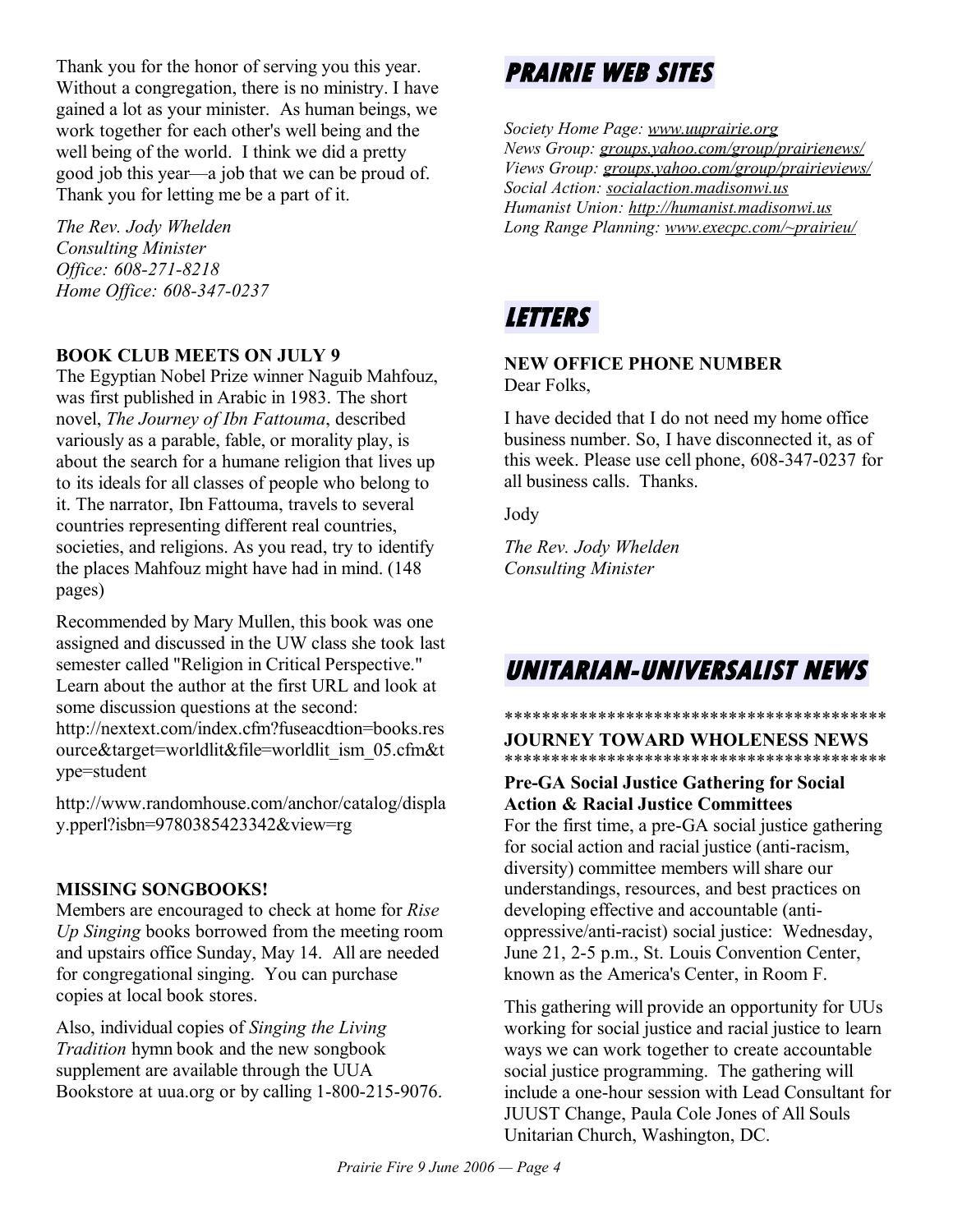Thank you for the honor of serving you this year. Without a congregation, there is no ministry. I have gained a lot as your minister. As human beings, we work together for each other's well being and the well being of the world. I think we did a pretty good job this year—a job that we can be proud of. Thank you for letting me be a part of it.

*The Rev. Jody Whelden*
*Consulting Minister*
*Office: 608-271-8218*
*Home Office: 608-347-0237*

**BOOK CLUB MEETS ON JULY 9**

The Egyptian Nobel Prize winner Naguib Mahfouz, was first published in Arabic in 1983. The short novel, *The Journey of Ibn Fattouma*, described variously as a parable, fable, or morality play, is about the search for a humane religion that lives up to its ideals for all classes of people who belong to it. The narrator, Ibn Fattouma, travels to several countries representing different real countries, societies, and religions. As you read, try to identify the places Mahfouz might have had in mind. (148 pages)

Recommended by Mary Mullen, this book was one assigned and discussed in the UW class she took last semester called "Religion in Critical Perspective." Learn about the author at the first URL and look at some discussion questions at the second: http://nextext.com/index.cfm?fuseacdtion=books.resource&target=worldlit&file=worldlit_ism_05.cfm&type=student

http://www.randomhouse.com/anchor/catalog/display.pperl?isbn=9780385423342&view=rg

**MISSING SONGBOOKS!**

Members are encouraged to check at home for *Rise Up Singing* books borrowed from the meeting room and upstairs office Sunday, May 14. All are needed for congregational singing. You can purchase copies at local book stores.

Also, individual copies of *Singing the Living Tradition* hymn book and the new songbook supplement are available through the UUA Bookstore at uua.org or by calling 1-800-215-9076.

## PRAIRIE WEB SITES

*Society Home Page: www.uuprairie.org*
*News Group: groups.yahoo.com/group/prairienews/*
*Views Group: groups.yahoo.com/group/prairieviews/*
*Social Action: socialaction.madisonwi.us*
*Humanist Union: http://humanist.madisonwi.us*
*Long Range Planning: www.execpc.com/~prairieu/*

## LETTERS

**NEW OFFICE PHONE NUMBER**

Dear Folks,

I have decided that I do not need my home office business number. So, I have disconnected it, as of this week. Please use cell phone, 608-347-0237 for all business calls. Thanks.

Jody

*The Rev. Jody Whelden*
*Consulting Minister*

## UNITARIAN-UNIVERSALIST NEWS

******************************************
**JOURNEY TOWARD WHOLENESS NEWS**
******************************************

**Pre-GA Social Justice Gathering for Social Action & Racial Justice Committees**

For the first time, a pre-GA social justice gathering for social action and racial justice (anti-racism, diversity) committee members will share our understandings, resources, and best practices on developing effective and accountable (anti-oppressive/anti-racist) social justice: Wednesday, June 21, 2-5 p.m., St. Louis Convention Center, known as the America's Center, in Room F.

This gathering will provide an opportunity for UUs working for social justice and racial justice to learn ways we can work together to create accountable social justice programming. The gathering will include a one-hour session with Lead Consultant for JUUST Change, Paula Cole Jones of All Souls Unitarian Church, Washington, DC.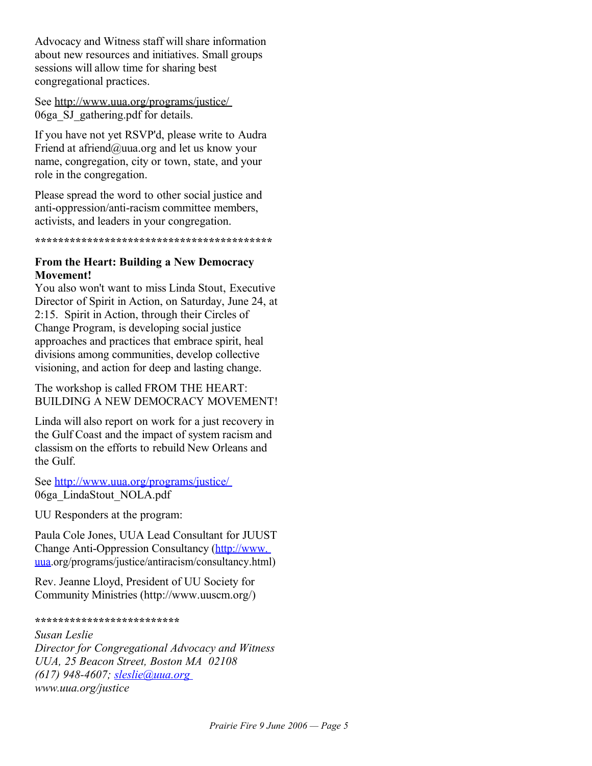Advocacy and Witness staff will share information about new resources and initiatives. Small groups sessions will allow time for sharing best congregational practices.

See http://www.uua.org/programs/justice/06ga_SJ_gathering.pdf for details.

If you have not yet RSVP'd, please write to Audra Friend at afriend@uua.org and let us know your name, congregation, city or town, state, and your role in the congregation.

Please spread the word to other social justice and anti-oppression/anti-racism committee members, activists, and leaders in your congregation.

******************************************

**From the Heart: Building a New Democracy Movement!**

You also won't want to miss Linda Stout, Executive Director of Spirit in Action, on Saturday, June 24, at 2:15. Spirit in Action, through their Circles of Change Program, is developing social justice approaches and practices that embrace spirit, heal divisions among communities, develop collective visioning, and action for deep and lasting change.

The workshop is called FROM THE HEART: BUILDING A NEW DEMOCRACY MOVEMENT!

Linda will also report on work for a just recovery in the Gulf Coast and the impact of system racism and classism on the efforts to rebuild New Orleans and the Gulf.

See http://www.uua.org/programs/justice/06ga_LindaStout_NOLA.pdf

UU Responders at the program:

Paula Cole Jones, UUA Lead Consultant for JUUST Change Anti-Oppression Consultancy (http://www.uua.org/programs/justice/antiracism/consultancy.html)

Rev. Jeanne Lloyd, President of UU Society for Community Ministries (http://www.uuscm.org/)

*************************

*Susan Leslie*
*Director for Congregational Advocacy and Witness*
*UUA, 25 Beacon Street, Boston MA 02108*
*(617) 948-4607; sleslie@uua.org*
*www.uua.org/justice*